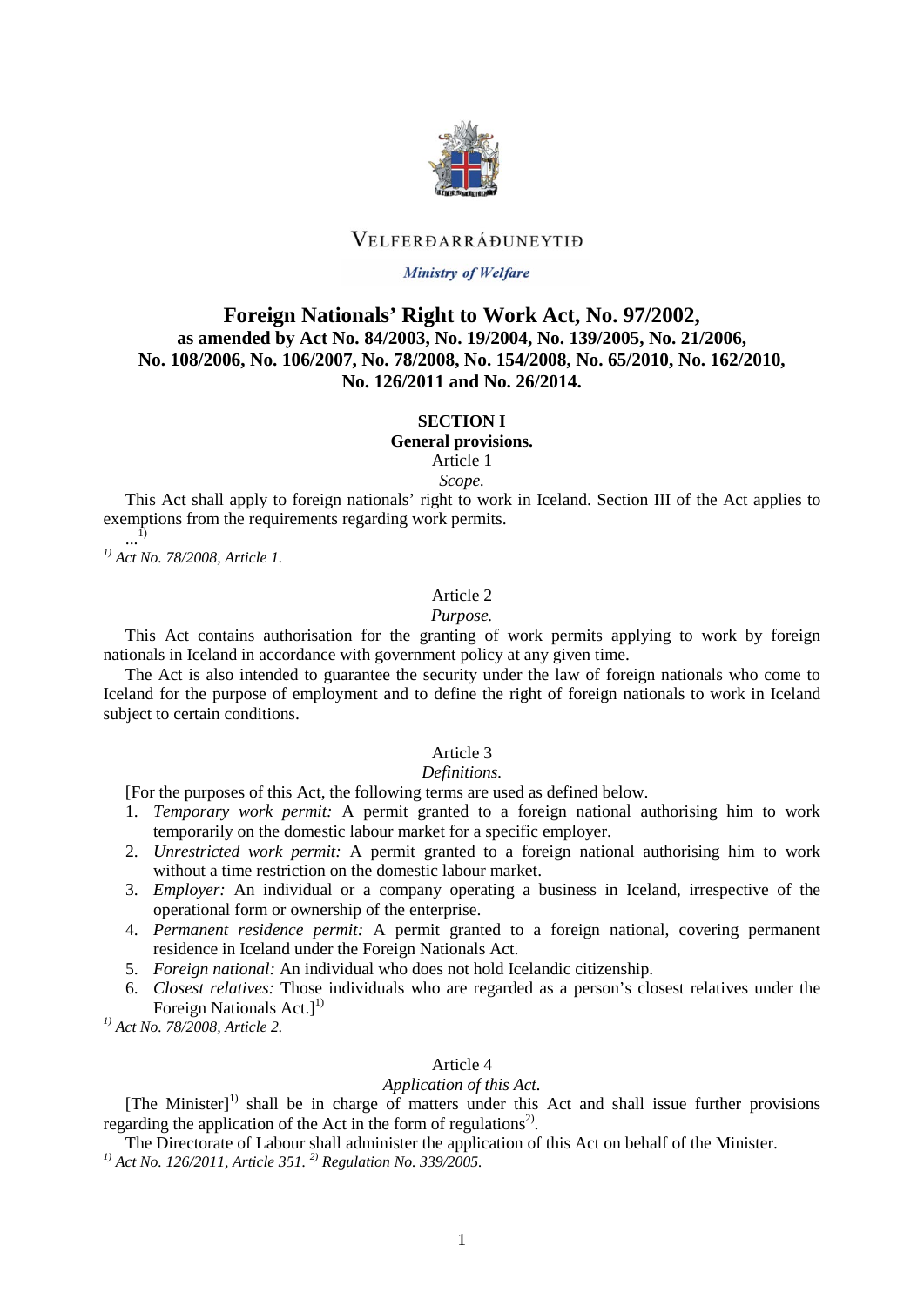VELFERÐARRÁÐUNEYTIÐ

*Ministry of Welfare*

# Foreign Nationals' Right to Work Act, No. 97/2002,

**as amended by Act No. 84/2003, No. 19/2004, No. 139/2005, No. 21/2006, No. 108/2006, No. 106/2007, No. 78/2008, No. 154/2008, No. 65/2010, No. 162/2010, No. 126/2011 and No. 26/2014.**

## SECTION I
**General provisions.**

Article 1

*Scope.*

This Act shall apply to foreign nationals' right to work in Iceland. Section III of the Act applies to exemptions from the requirements regarding work permits.

...[1)]

*[1)] Act No. 78/2008, Article 1.*

Article 2

*Purpose.*

This Act contains authorisation for the granting of work permits applying to work by foreign nationals in Iceland in accordance with government policy at any given time.

The Act is also intended to guarantee the security under the law of foreign nationals who come to Iceland for the purpose of employment and to define the right of foreign nationals to work in Iceland subject to certain conditions.

Article 3

*Definitions.*

[For the purposes of this Act, the following terms are used as defined below.

1. *Temporary work permit:* A permit granted to a foreign national authorising him to work temporarily on the domestic labour market for a specific employer.
2. *Unrestricted work permit:* A permit granted to a foreign national authorising him to work without a time restriction on the domestic labour market.
3. *Employer:* An individual or a company operating a business in Iceland, irrespective of the operational form or ownership of the enterprise.
4. *Permanent residence permit:* A permit granted to a foreign national, covering permanent residence in Iceland under the Foreign Nationals Act.
5. *Foreign national:* An individual who does not hold Icelandic citizenship.
6. *Closest relatives:* Those individuals who are regarded as a person's closest relatives under the Foreign Nationals Act.][1)]

*[1)] Act No. 78/2008, Article 2.*

Article 4

*Application of this Act.*

[The Minister][1)] shall be in charge of matters under this Act and shall issue further provisions regarding the application of the Act in the form of regulations[2)].

The Directorate of Labour shall administer the application of this Act on behalf of the Minister.

*[1)] Act No. 126/2011, Article 351. [2)] Regulation No. 339/2005.*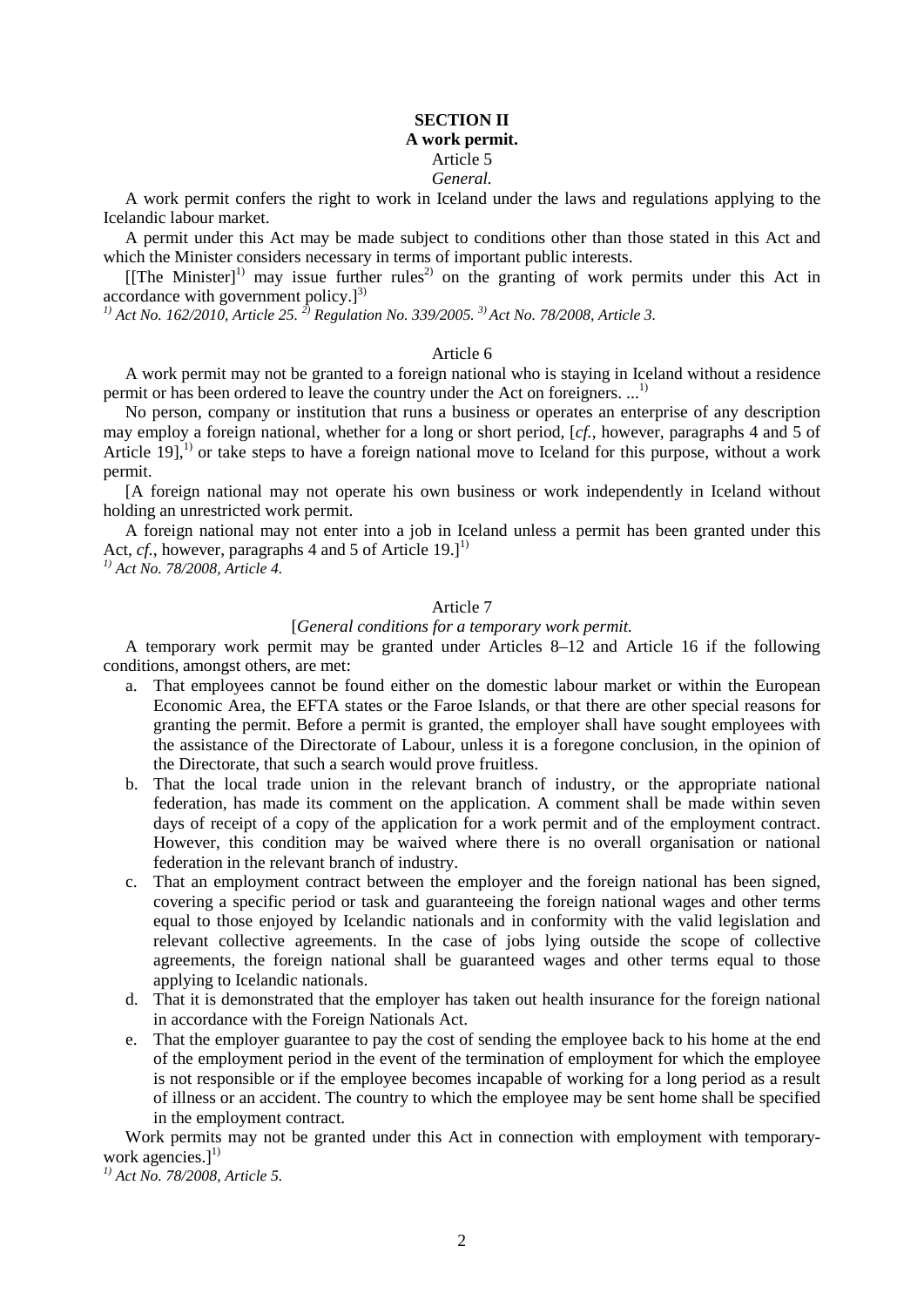## SECTION II

### A work permit.

Article 5

*General.*

A work permit confers the right to work in Iceland under the laws and regulations applying to the Icelandic labour market.

A permit under this Act may be made subject to conditions other than those stated in this Act and which the Minister considers necessary in terms of important public interests.

[[The Minister][1)] may issue further rules[2)] on the granting of work permits under this Act in accordance with government policy.][3)]

*[1)] Act No. 162/2010, Article 25. [2)] Regulation No. 339/2005. [3)] Act No. 78/2008, Article 3.*

Article 6

A work permit may not be granted to a foreign national who is staying in Iceland without a residence permit or has been ordered to leave the country under the Act on foreigners. ...[1)]

No person, company or institution that runs a business or operates an enterprise of any description may employ a foreign national, whether for a long or short period, [*cf.*, however, paragraphs 4 and 5 of Article 19],[1)] or take steps to have a foreign national move to Iceland for this purpose, without a work permit.

[A foreign national may not operate his own business or work independently in Iceland without holding an unrestricted work permit.

A foreign national may not enter into a job in Iceland unless a permit has been granted under this Act, *cf.*, however, paragraphs 4 and 5 of Article 19.][1)]

*[1)] Act No. 78/2008, Article 4.*

Article 7

[*General conditions for a temporary work permit.*

A temporary work permit may be granted under Articles 8–12 and Article 16 if the following conditions, amongst others, are met:

a. That employees cannot be found either on the domestic labour market or within the European Economic Area, the EFTA states or the Faroe Islands, or that there are other special reasons for granting the permit. Before a permit is granted, the employer shall have sought employees with the assistance of the Directorate of Labour, unless it is a foregone conclusion, in the opinion of the Directorate, that such a search would prove fruitless.
b. That the local trade union in the relevant branch of industry, or the appropriate national federation, has made its comment on the application. A comment shall be made within seven days of receipt of a copy of the application for a work permit and of the employment contract. However, this condition may be waived where there is no overall organisation or national federation in the relevant branch of industry.
c. That an employment contract between the employer and the foreign national has been signed, covering a specific period or task and guaranteeing the foreign national wages and other terms equal to those enjoyed by Icelandic nationals and in conformity with the valid legislation and relevant collective agreements. In the case of jobs lying outside the scope of collective agreements, the foreign national shall be guaranteed wages and other terms equal to those applying to Icelandic nationals.
d. That it is demonstrated that the employer has taken out health insurance for the foreign national in accordance with the Foreign Nationals Act.
e. That the employer guarantee to pay the cost of sending the employee back to his home at the end of the employment period in the event of the termination of employment for which the employee is not responsible or if the employee becomes incapable of working for a long period as a result of illness or an accident. The country to which the employee may be sent home shall be specified in the employment contract.

Work permits may not be granted under this Act in connection with employment with temporary-work agencies.][1)]

*[1)] Act No. 78/2008, Article 5.*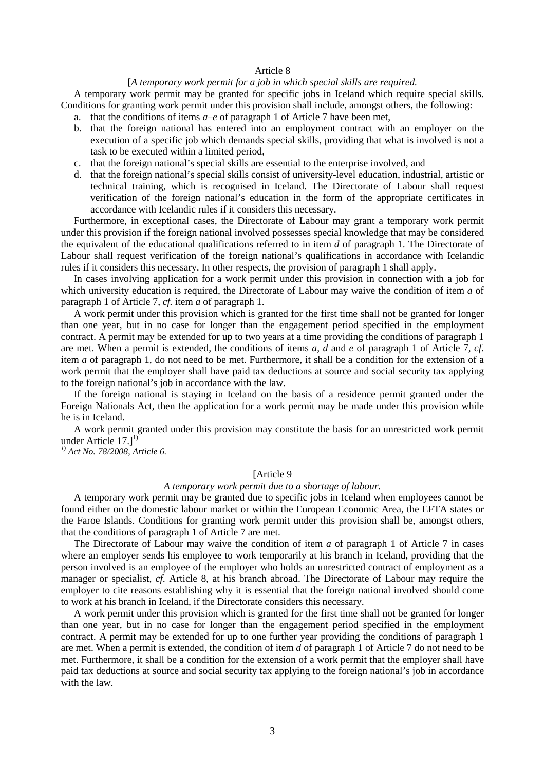### Article 8

[*A temporary work permit for a job in which special skills are required.*

A temporary work permit may be granted for specific jobs in Iceland which require special skills. Conditions for granting work permit under this provision shall include, amongst others, the following:

a. that the conditions of items *a–e* of paragraph 1 of Article 7 have been met,
b. that the foreign national has entered into an employment contract with an employer on the execution of a specific job which demands special skills, providing that what is involved is not a task to be executed within a limited period,
c. that the foreign national's special skills are essential to the enterprise involved, and
d. that the foreign national's special skills consist of university-level education, industrial, artistic or technical training, which is recognised in Iceland. The Directorate of Labour shall request verification of the foreign national's education in the form of the appropriate certificates in accordance with Icelandic rules if it considers this necessary.

Furthermore, in exceptional cases, the Directorate of Labour may grant a temporary work permit under this provision if the foreign national involved possesses special knowledge that may be considered the equivalent of the educational qualifications referred to in item *d* of paragraph 1. The Directorate of Labour shall request verification of the foreign national's qualifications in accordance with Icelandic rules if it considers this necessary. In other respects, the provision of paragraph 1 shall apply.

In cases involving application for a work permit under this provision in connection with a job for which university education is required, the Directorate of Labour may waive the condition of item *a* of paragraph 1 of Article 7, *cf.* item *a* of paragraph 1.

A work permit under this provision which is granted for the first time shall not be granted for longer than one year, but in no case for longer than the engagement period specified in the employment contract. A permit may be extended for up to two years at a time providing the conditions of paragraph 1 are met. When a permit is extended, the conditions of items *a*, *d* and *e* of paragraph 1 of Article 7, *cf.* item *a* of paragraph 1, do not need to be met. Furthermore, it shall be a condition for the extension of a work permit that the employer shall have paid tax deductions at source and social security tax applying to the foreign national's job in accordance with the law.

If the foreign national is staying in Iceland on the basis of a residence permit granted under the Foreign Nationals Act, then the application for a work permit may be made under this provision while he is in Iceland.

A work permit granted under this provision may constitute the basis for an unrestricted work permit under Article 17.][1)]

*[1)] Act No. 78/2008, Article 6.*

### [Article 9

*A temporary work permit due to a shortage of labour.*

A temporary work permit may be granted due to specific jobs in Iceland when employees cannot be found either on the domestic labour market or within the European Economic Area, the EFTA states or the Faroe Islands. Conditions for granting work permit under this provision shall be, amongst others, that the conditions of paragraph 1 of Article 7 are met.

The Directorate of Labour may waive the condition of item *a* of paragraph 1 of Article 7 in cases where an employer sends his employee to work temporarily at his branch in Iceland, providing that the person involved is an employee of the employer who holds an unrestricted contract of employment as a manager or specialist, *cf.* Article 8, at his branch abroad. The Directorate of Labour may require the employer to cite reasons establishing why it is essential that the foreign national involved should come to work at his branch in Iceland, if the Directorate considers this necessary.

A work permit under this provision which is granted for the first time shall not be granted for longer than one year, but in no case for longer than the engagement period specified in the employment contract. A permit may be extended for up to one further year providing the conditions of paragraph 1 are met. When a permit is extended, the condition of item *d* of paragraph 1 of Article 7 do not need to be met. Furthermore, it shall be a condition for the extension of a work permit that the employer shall have paid tax deductions at source and social security tax applying to the foreign national's job in accordance with the law.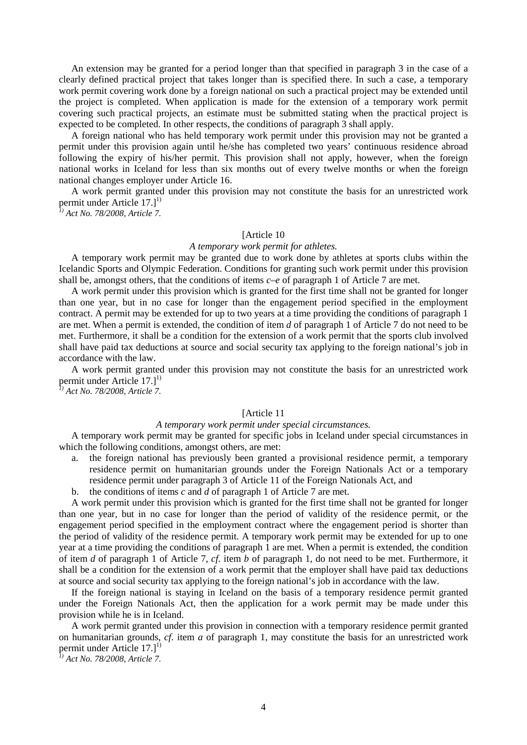An extension may be granted for a period longer than that specified in paragraph 3 in the case of a clearly defined practical project that takes longer than is specified there. In such a case, a temporary work permit covering work done by a foreign national on such a practical project may be extended until the project is completed. When application is made for the extension of a temporary work permit covering such practical projects, an estimate must be submitted stating when the practical project is expected to be completed. In other respects, the conditions of paragraph 3 shall apply.

A foreign national who has held temporary work permit under this provision may not be granted a permit under this provision again until he/she has completed two years' continuous residence abroad following the expiry of his/her permit. This provision shall not apply, however, when the foreign national works in Iceland for less than six months out of every twelve months or when the foreign national changes employer under Article 16.

A work permit granted under this provision may not constitute the basis for an unrestricted work permit under Article 17.][1)]

*[1)] Act No. 78/2008, Article 7.*

[Article 10

*A temporary work permit for athletes.*

A temporary work permit may be granted due to work done by athletes at sports clubs within the Icelandic Sports and Olympic Federation. Conditions for granting such work permit under this provision shall be, amongst others, that the conditions of items *c–e* of paragraph 1 of Article 7 are met.

A work permit under this provision which is granted for the first time shall not be granted for longer than one year, but in no case for longer than the engagement period specified in the employment contract. A permit may be extended for up to two years at a time providing the conditions of paragraph 1 are met. When a permit is extended, the condition of item *d* of paragraph 1 of Article 7 do not need to be met. Furthermore, it shall be a condition for the extension of a work permit that the sports club involved shall have paid tax deductions at source and social security tax applying to the foreign national's job in accordance with the law.

A work permit granted under this provision may not constitute the basis for an unrestricted work permit under Article 17.][1)]

*[1)] Act No. 78/2008, Article 7.*

[Article 11

*A temporary work permit under special circumstances.*

A temporary work permit may be granted for specific jobs in Iceland under special circumstances in which the following conditions, amongst others, are met:

a. the foreign national has previously been granted a provisional residence permit, a temporary residence permit on humanitarian grounds under the Foreign Nationals Act or a temporary residence permit under paragraph 3 of Article 11 of the Foreign Nationals Act, and
b. the conditions of items *c* and *d* of paragraph 1 of Article 7 are met.

A work permit under this provision which is granted for the first time shall not be granted for longer than one year, but in no case for longer than the period of validity of the residence permit, or the engagement period specified in the employment contract where the engagement period is shorter than the period of validity of the residence permit. A temporary work permit may be extended for up to one year at a time providing the conditions of paragraph 1 are met. When a permit is extended, the condition of item *d* of paragraph 1 of Article 7, *cf.* item *b* of paragraph 1, do not need to be met. Furthermore, it shall be a condition for the extension of a work permit that the employer shall have paid tax deductions at source and social security tax applying to the foreign national's job in accordance with the law.

If the foreign national is staying in Iceland on the basis of a temporary residence permit granted under the Foreign Nationals Act, then the application for a work permit may be made under this provision while he is in Iceland.

A work permit granted under this provision in connection with a temporary residence permit granted on humanitarian grounds, *cf.* item *a* of paragraph 1, may constitute the basis for an unrestricted work permit under Article 17.][1)]

*[1)] Act No. 78/2008, Article 7.*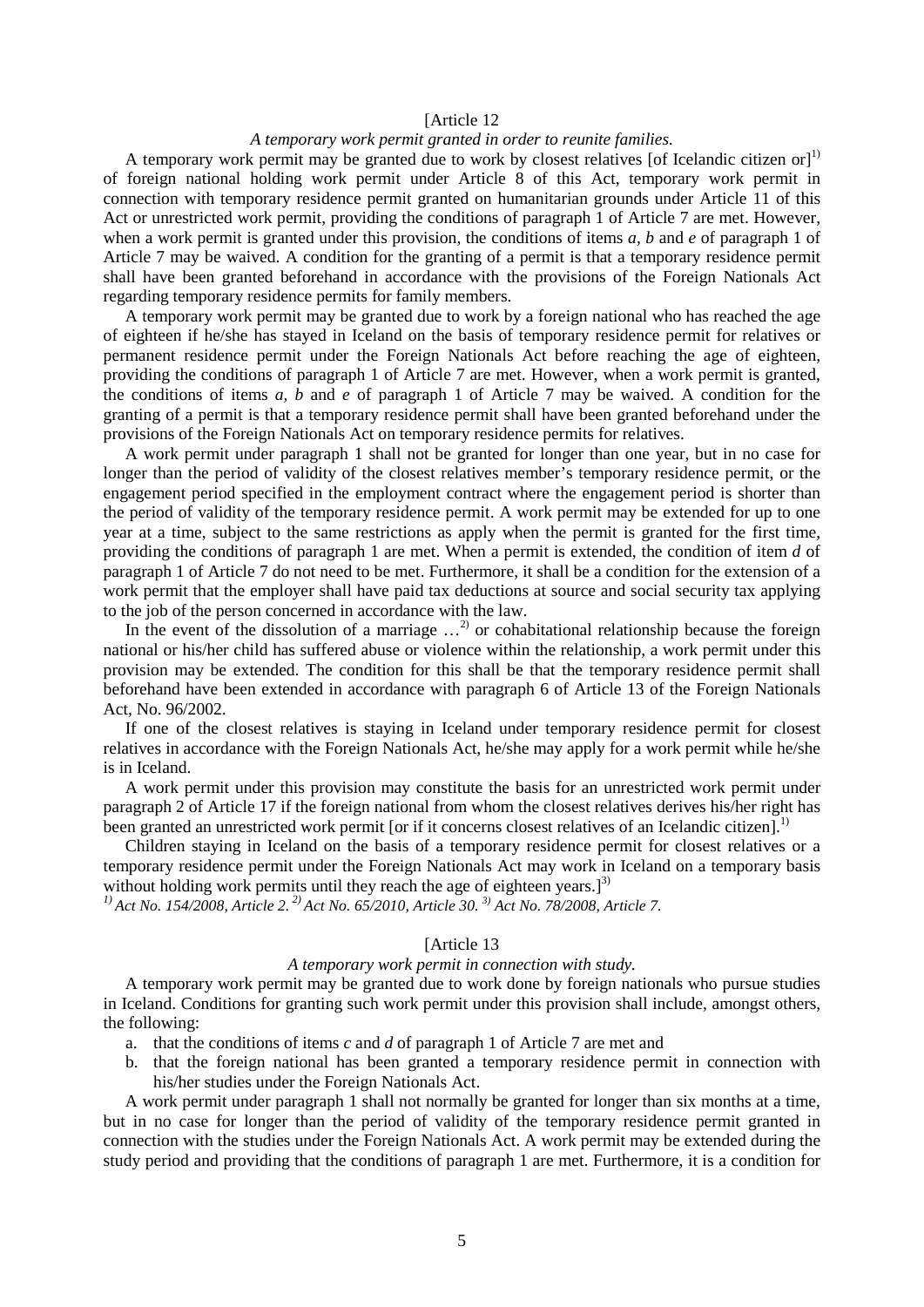[Article 12

*A temporary work permit granted in order to reunite families.*

A temporary work permit may be granted due to work by closest relatives [of Icelandic citizen or][1)] of foreign national holding work permit under Article 8 of this Act, temporary work permit in connection with temporary residence permit granted on humanitarian grounds under Article 11 of this Act or unrestricted work permit, providing the conditions of paragraph 1 of Article 7 are met. However, when a work permit is granted under this provision, the conditions of items *a*, *b* and *e* of paragraph 1 of Article 7 may be waived. A condition for the granting of a permit is that a temporary residence permit shall have been granted beforehand in accordance with the provisions of the Foreign Nationals Act regarding temporary residence permits for family members.

A temporary work permit may be granted due to work by a foreign national who has reached the age of eighteen if he/she has stayed in Iceland on the basis of temporary residence permit for relatives or permanent residence permit under the Foreign Nationals Act before reaching the age of eighteen, providing the conditions of paragraph 1 of Article 7 are met. However, when a work permit is granted, the conditions of items *a, b* and *e* of paragraph 1 of Article 7 may be waived. A condition for the granting of a permit is that a temporary residence permit shall have been granted beforehand under the provisions of the Foreign Nationals Act on temporary residence permits for relatives.

A work permit under paragraph 1 shall not be granted for longer than one year, but in no case for longer than the period of validity of the closest relatives member's temporary residence permit, or the engagement period specified in the employment contract where the engagement period is shorter than the period of validity of the temporary residence permit. A work permit may be extended for up to one year at a time, subject to the same restrictions as apply when the permit is granted for the first time, providing the conditions of paragraph 1 are met. When a permit is extended, the condition of item *d* of paragraph 1 of Article 7 do not need to be met. Furthermore, it shall be a condition for the extension of a work permit that the employer shall have paid tax deductions at source and social security tax applying to the job of the person concerned in accordance with the law.

In the event of the dissolution of a marriage …[2)] or cohabitational relationship because the foreign national or his/her child has suffered abuse or violence within the relationship, a work permit under this provision may be extended. The condition for this shall be that the temporary residence permit shall beforehand have been extended in accordance with paragraph 6 of Article 13 of the Foreign Nationals Act, No. 96/2002.

If one of the closest relatives is staying in Iceland under temporary residence permit for closest relatives in accordance with the Foreign Nationals Act, he/she may apply for a work permit while he/she is in Iceland.

A work permit under this provision may constitute the basis for an unrestricted work permit under paragraph 2 of Article 17 if the foreign national from whom the closest relatives derives his/her right has been granted an unrestricted work permit [or if it concerns closest relatives of an Icelandic citizen].[1)]

Children staying in Iceland on the basis of a temporary residence permit for closest relatives or a temporary residence permit under the Foreign Nationals Act may work in Iceland on a temporary basis without holding work permits until they reach the age of eighteen years.][3)]

*[1)] Act No. 154/2008, Article 2. [2)] Act No. 65/2010, Article 30. [3)] Act No. 78/2008, Article 7.*

[Article 13

*A temporary work permit in connection with study.*

A temporary work permit may be granted due to work done by foreign nationals who pursue studies in Iceland. Conditions for granting such work permit under this provision shall include, amongst others, the following:

a. that the conditions of items *c* and *d* of paragraph 1 of Article 7 are met and
b. that the foreign national has been granted a temporary residence permit in connection with his/her studies under the Foreign Nationals Act.

A work permit under paragraph 1 shall not normally be granted for longer than six months at a time, but in no case for longer than the period of validity of the temporary residence permit granted in connection with the studies under the Foreign Nationals Act. A work permit may be extended during the study period and providing that the conditions of paragraph 1 are met. Furthermore, it is a condition for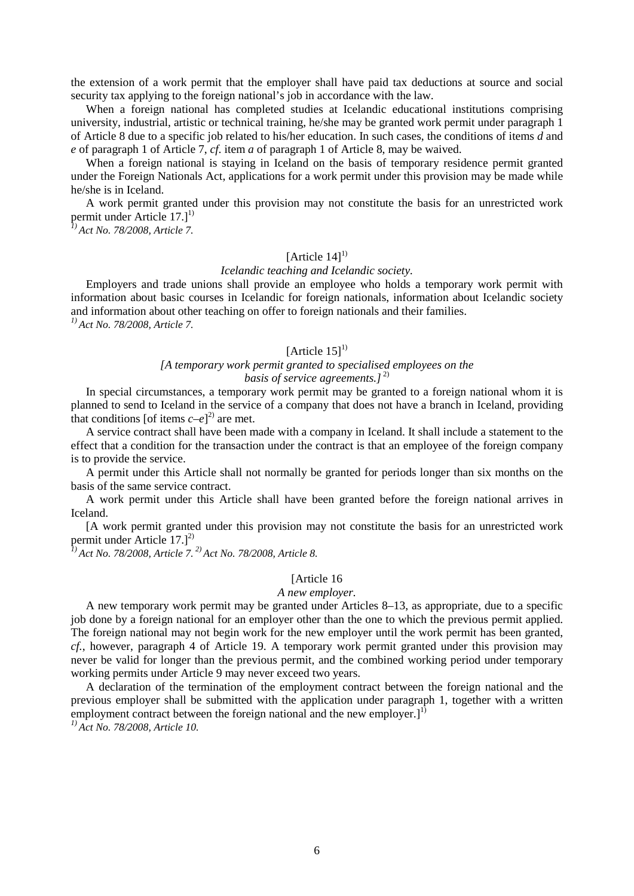the extension of a work permit that the employer shall have paid tax deductions at source and social security tax applying to the foreign national's job in accordance with the law.

When a foreign national has completed studies at Icelandic educational institutions comprising university, industrial, artistic or technical training, he/she may be granted work permit under paragraph 1 of Article 8 due to a specific job related to his/her education. In such cases, the conditions of items *d* and *e* of paragraph 1 of Article 7, *cf.* item *a* of paragraph 1 of Article 8, may be waived.

When a foreign national is staying in Iceland on the basis of temporary residence permit granted under the Foreign Nationals Act, applications for a work permit under this provision may be made while he/she is in Iceland.

A work permit granted under this provision may not constitute the basis for an unrestricted work permit under Article 17.][1)]

*[1)] Act No. 78/2008, Article 7.*

### [Article 14][1)]

*Icelandic teaching and Icelandic society.*

Employers and trade unions shall provide an employee who holds a temporary work permit with information about basic courses in Icelandic for foreign nationals, information about Icelandic society and information about other teaching on offer to foreign nationals and their families.

*[1)] Act No. 78/2008, Article 7.*

### [Article 15][1)]

*[A temporary work permit granted to specialised employees on the basis of service agreements.]*[2)]

In special circumstances, a temporary work permit may be granted to a foreign national whom it is planned to send to Iceland in the service of a company that does not have a branch in Iceland, providing that conditions [of items *c–e*][2)] are met.

A service contract shall have been made with a company in Iceland. It shall include a statement to the effect that a condition for the transaction under the contract is that an employee of the foreign company is to provide the service.

A permit under this Article shall not normally be granted for periods longer than six months on the basis of the same service contract.

A work permit under this Article shall have been granted before the foreign national arrives in Iceland.

[A work permit granted under this provision may not constitute the basis for an unrestricted work permit under Article 17.][2)]

*[1)] Act No. 78/2008, Article 7. [2)] Act No. 78/2008, Article 8.*

### [Article 16

*A new employer.*

A new temporary work permit may be granted under Articles 8–13, as appropriate, due to a specific job done by a foreign national for an employer other than the one to which the previous permit applied. The foreign national may not begin work for the new employer until the work permit has been granted, *cf.*, however, paragraph 4 of Article 19. A temporary work permit granted under this provision may never be valid for longer than the previous permit, and the combined working period under temporary working permits under Article 9 may never exceed two years.

A declaration of the termination of the employment contract between the foreign national and the previous employer shall be submitted with the application under paragraph 1, together with a written employment contract between the foreign national and the new employer.][1)]

*[1)] Act No. 78/2008, Article 10.*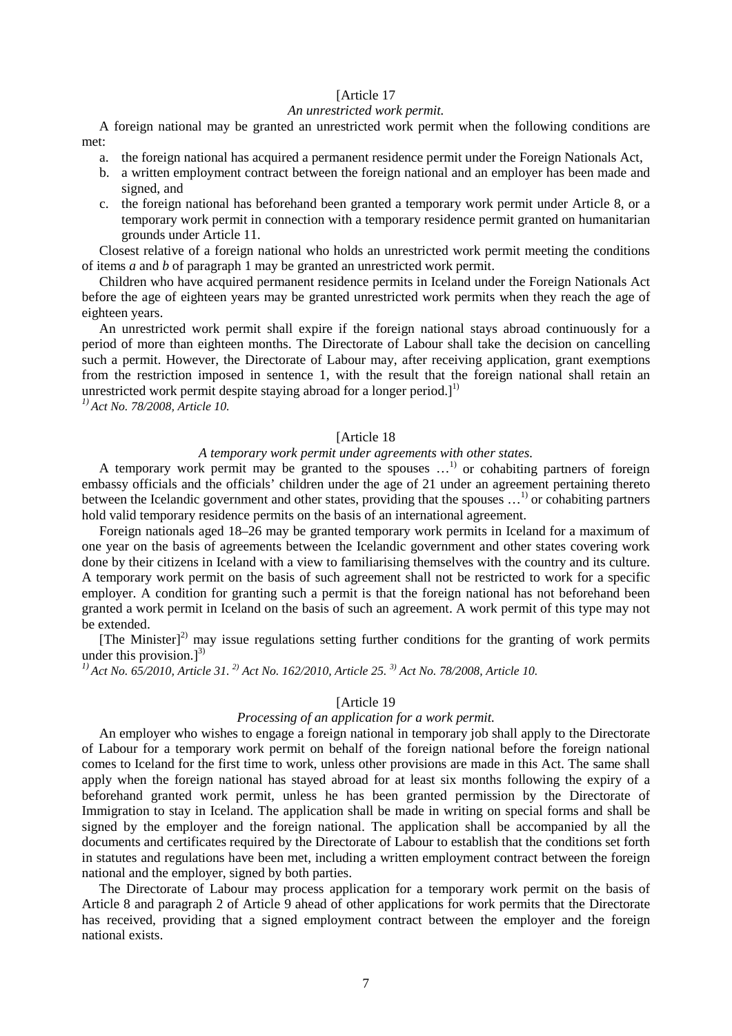[Article 17

*An unrestricted work permit.*

A foreign national may be granted an unrestricted work permit when the following conditions are met:

a. the foreign national has acquired a permanent residence permit under the Foreign Nationals Act,
b. a written employment contract between the foreign national and an employer has been made and signed, and
c. the foreign national has beforehand been granted a temporary work permit under Article 8, or a temporary work permit in connection with a temporary residence permit granted on humanitarian grounds under Article 11.

Closest relative of a foreign national who holds an unrestricted work permit meeting the conditions of items *a* and *b* of paragraph 1 may be granted an unrestricted work permit.

Children who have acquired permanent residence permits in Iceland under the Foreign Nationals Act before the age of eighteen years may be granted unrestricted work permits when they reach the age of eighteen years.

An unrestricted work permit shall expire if the foreign national stays abroad continuously for a period of more than eighteen months. The Directorate of Labour shall take the decision on cancelling such a permit. However, the Directorate of Labour may, after receiving application, grant exemptions from the restriction imposed in sentence 1, with the result that the foreign national shall retain an unrestricted work permit despite staying abroad for a longer period.][1)]

*[1)] Act No. 78/2008, Article 10.*

[Article 18

*A temporary work permit under agreements with other states.*

A temporary work permit may be granted to the spouses …[1)] or cohabiting partners of foreign embassy officials and the officials' children under the age of 21 under an agreement pertaining thereto between the Icelandic government and other states, providing that the spouses …[1)] or cohabiting partners hold valid temporary residence permits on the basis of an international agreement.

Foreign nationals aged 18–26 may be granted temporary work permits in Iceland for a maximum of one year on the basis of agreements between the Icelandic government and other states covering work done by their citizens in Iceland with a view to familiarising themselves with the country and its culture. A temporary work permit on the basis of such agreement shall not be restricted to work for a specific employer. A condition for granting such a permit is that the foreign national has not beforehand been granted a work permit in Iceland on the basis of such an agreement. A work permit of this type may not be extended.

[The Minister][2)] may issue regulations setting further conditions for the granting of work permits under this provision.][3)]

*[1)] Act No. 65/2010, Article 31. [2)] Act No. 162/2010, Article 25. [3)] Act No. 78/2008, Article 10.*

[Article 19

*Processing of an application for a work permit.*

An employer who wishes to engage a foreign national in temporary job shall apply to the Directorate of Labour for a temporary work permit on behalf of the foreign national before the foreign national comes to Iceland for the first time to work, unless other provisions are made in this Act. The same shall apply when the foreign national has stayed abroad for at least six months following the expiry of a beforehand granted work permit, unless he has been granted permission by the Directorate of Immigration to stay in Iceland. The application shall be made in writing on special forms and shall be signed by the employer and the foreign national. The application shall be accompanied by all the documents and certificates required by the Directorate of Labour to establish that the conditions set forth in statutes and regulations have been met, including a written employment contract between the foreign national and the employer, signed by both parties.

The Directorate of Labour may process application for a temporary work permit on the basis of Article 8 and paragraph 2 of Article 9 ahead of other applications for work permits that the Directorate has received, providing that a signed employment contract between the employer and the foreign national exists.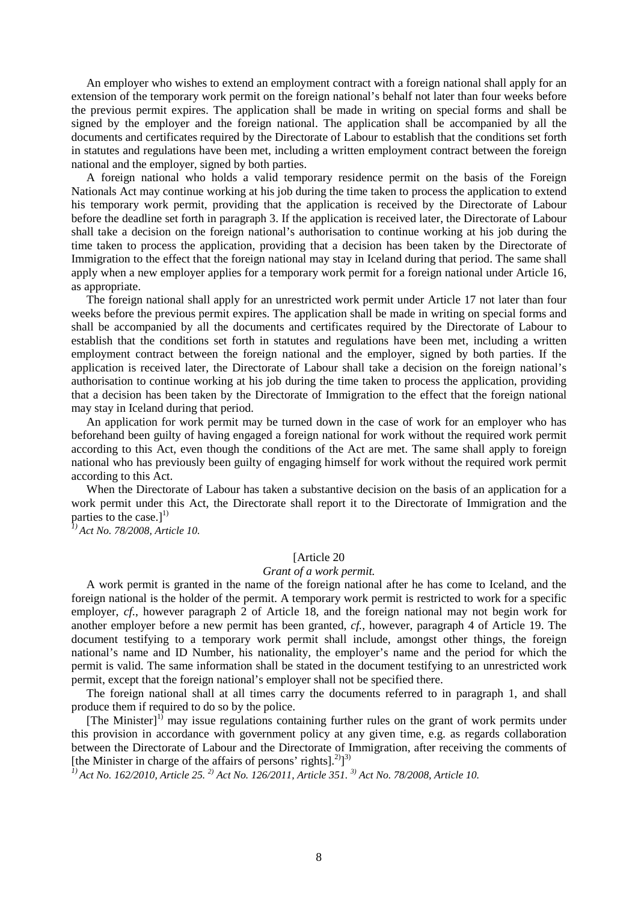An employer who wishes to extend an employment contract with a foreign national shall apply for an extension of the temporary work permit on the foreign national's behalf not later than four weeks before the previous permit expires. The application shall be made in writing on special forms and shall be signed by the employer and the foreign national. The application shall be accompanied by all the documents and certificates required by the Directorate of Labour to establish that the conditions set forth in statutes and regulations have been met, including a written employment contract between the foreign national and the employer, signed by both parties.

A foreign national who holds a valid temporary residence permit on the basis of the Foreign Nationals Act may continue working at his job during the time taken to process the application to extend his temporary work permit, providing that the application is received by the Directorate of Labour before the deadline set forth in paragraph 3. If the application is received later, the Directorate of Labour shall take a decision on the foreign national's authorisation to continue working at his job during the time taken to process the application, providing that a decision has been taken by the Directorate of Immigration to the effect that the foreign national may stay in Iceland during that period. The same shall apply when a new employer applies for a temporary work permit for a foreign national under Article 16, as appropriate.

The foreign national shall apply for an unrestricted work permit under Article 17 not later than four weeks before the previous permit expires. The application shall be made in writing on special forms and shall be accompanied by all the documents and certificates required by the Directorate of Labour to establish that the conditions set forth in statutes and regulations have been met, including a written employment contract between the foreign national and the employer, signed by both parties. If the application is received later, the Directorate of Labour shall take a decision on the foreign national's authorisation to continue working at his job during the time taken to process the application, providing that a decision has been taken by the Directorate of Immigration to the effect that the foreign national may stay in Iceland during that period.

An application for work permit may be turned down in the case of work for an employer who has beforehand been guilty of having engaged a foreign national for work without the required work permit according to this Act, even though the conditions of the Act are met. The same shall apply to foreign national who has previously been guilty of engaging himself for work without the required work permit according to this Act.

When the Directorate of Labour has taken a substantive decision on the basis of an application for a work permit under this Act, the Directorate shall report it to the Directorate of Immigration and the parties to the case.][1)]

*[1)] Act No. 78/2008, Article 10.*

[Article 20

*Grant of a work permit.*

A work permit is granted in the name of the foreign national after he has come to Iceland, and the foreign national is the holder of the permit. A temporary work permit is restricted to work for a specific employer, *cf.*, however paragraph 2 of Article 18, and the foreign national may not begin work for another employer before a new permit has been granted, *cf.*, however, paragraph 4 of Article 19. The document testifying to a temporary work permit shall include, amongst other things, the foreign national's name and ID Number, his nationality, the employer's name and the period for which the permit is valid. The same information shall be stated in the document testifying to an unrestricted work permit, except that the foreign national's employer shall not be specified there.

The foreign national shall at all times carry the documents referred to in paragraph 1, and shall produce them if required to do so by the police.

[The Minister][1)] may issue regulations containing further rules on the grant of work permits under this provision in accordance with government policy at any given time, e.g. as regards collaboration between the Directorate of Labour and the Directorate of Immigration, after receiving the comments of [the Minister in charge of the affairs of persons' rights].[2)]][3)]

*[1)] Act No. 162/2010, Article 25. [2)] Act No. 126/2011, Article 351. [3)] Act No. 78/2008, Article 10.*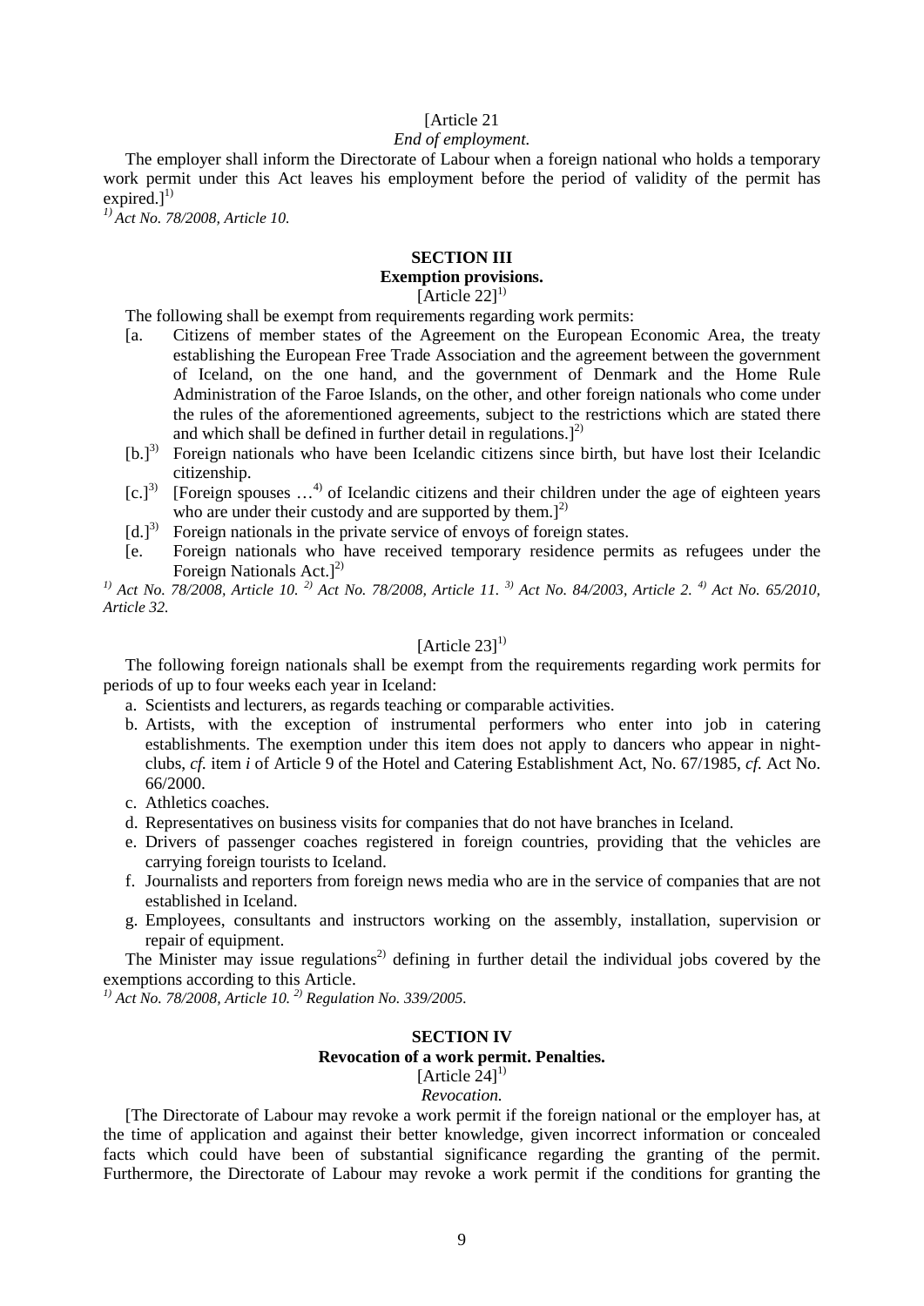[Article 21

*End of employment.*

The employer shall inform the Directorate of Labour when a foreign national who holds a temporary work permit under this Act leaves his employment before the period of validity of the permit has expired.][1)]

*[1)] Act No. 78/2008, Article 10.*

## SECTION III

### Exemption provisions.

[Article 22][1)]

The following shall be exempt from requirements regarding work permits:

[a. Citizens of member states of the Agreement on the European Economic Area, the treaty establishing the European Free Trade Association and the agreement between the government of Iceland, on the one hand, and the government of Denmark and the Home Rule Administration of the Faroe Islands, on the other, and other foreign nationals who come under the rules of the aforementioned agreements, subject to the restrictions which are stated there and which shall be defined in further detail in regulations.][2)]

[b.][3)] Foreign nationals who have been Icelandic citizens since birth, but have lost their Icelandic citizenship.

[c.][3)] [Foreign spouses …[4)] of Icelandic citizens and their children under the age of eighteen years who are under their custody and are supported by them.][2)]

[d.][3)] Foreign nationals in the private service of envoys of foreign states.

[e. Foreign nationals who have received temporary residence permits as refugees under the Foreign Nationals Act.][2)]

*[1)] Act No. 78/2008, Article 10. [2)] Act No. 78/2008, Article 11. [3)] Act No. 84/2003, Article 2. [4)] Act No. 65/2010, Article 32.*

[Article 23][1)]

The following foreign nationals shall be exempt from the requirements regarding work permits for periods of up to four weeks each year in Iceland:

a. Scientists and lecturers, as regards teaching or comparable activities.

b. Artists, with the exception of instrumental performers who enter into job in catering establishments. The exemption under this item does not apply to dancers who appear in night-clubs, *cf.* item *i* of Article 9 of the Hotel and Catering Establishment Act, No. 67/1985, *cf.* Act No. 66/2000.

c. Athletics coaches.

d. Representatives on business visits for companies that do not have branches in Iceland.

e. Drivers of passenger coaches registered in foreign countries, providing that the vehicles are carrying foreign tourists to Iceland.

f. Journalists and reporters from foreign news media who are in the service of companies that are not established in Iceland.

g. Employees, consultants and instructors working on the assembly, installation, supervision or repair of equipment.

The Minister may issue regulations[2)] defining in further detail the individual jobs covered by the exemptions according to this Article.

*[1)] Act No. 78/2008, Article 10. [2)] Regulation No. 339/2005.*

## SECTION IV

### Revocation of a work permit. Penalties.

[Article 24][1)]

*Revocation.*

[The Directorate of Labour may revoke a work permit if the foreign national or the employer has, at the time of application and against their better knowledge, given incorrect information or concealed facts which could have been of substantial significance regarding the granting of the permit. Furthermore, the Directorate of Labour may revoke a work permit if the conditions for granting the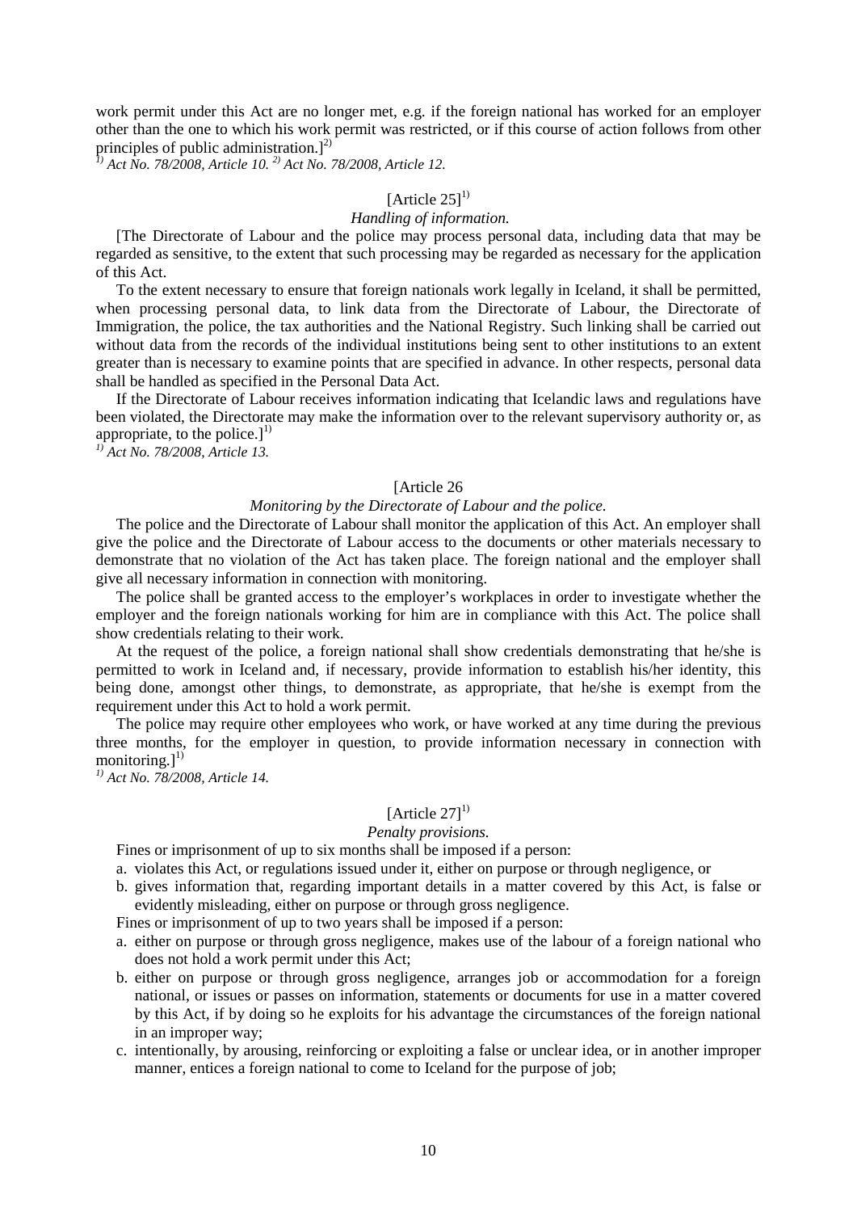work permit under this Act are no longer met, e.g. if the foreign national has worked for an employer other than the one to which his work permit was restricted, or if this course of action follows from other principles of public administration.][2]

*[1] Act No. 78/2008, Article 10. [2] Act No. 78/2008, Article 12.*

### [Article 25][1]

*Handling of information.*

[The Directorate of Labour and the police may process personal data, including data that may be regarded as sensitive, to the extent that such processing may be regarded as necessary for the application of this Act.

To the extent necessary to ensure that foreign nationals work legally in Iceland, it shall be permitted, when processing personal data, to link data from the Directorate of Labour, the Directorate of Immigration, the police, the tax authorities and the National Registry. Such linking shall be carried out without data from the records of the individual institutions being sent to other institutions to an extent greater than is necessary to examine points that are specified in advance. In other respects, personal data shall be handled as specified in the Personal Data Act.

If the Directorate of Labour receives information indicating that Icelandic laws and regulations have been violated, the Directorate may make the information over to the relevant supervisory authority or, as appropriate, to the police.][1]

*[1] Act No. 78/2008, Article 13.*

### [Article 26

*Monitoring by the Directorate of Labour and the police.*

The police and the Directorate of Labour shall monitor the application of this Act. An employer shall give the police and the Directorate of Labour access to the documents or other materials necessary to demonstrate that no violation of the Act has taken place. The foreign national and the employer shall give all necessary information in connection with monitoring.

The police shall be granted access to the employer's workplaces in order to investigate whether the employer and the foreign nationals working for him are in compliance with this Act. The police shall show credentials relating to their work.

At the request of the police, a foreign national shall show credentials demonstrating that he/she is permitted to work in Iceland and, if necessary, provide information to establish his/her identity, this being done, amongst other things, to demonstrate, as appropriate, that he/she is exempt from the requirement under this Act to hold a work permit.

The police may require other employees who work, or have worked at any time during the previous three months, for the employer in question, to provide information necessary in connection with monitoring.][1]

*[1] Act No. 78/2008, Article 14.*

### [Article 27][1]

*Penalty provisions.*

Fines or imprisonment of up to six months shall be imposed if a person:

a. violates this Act, or regulations issued under it, either on purpose or through negligence, or
b. gives information that, regarding important details in a matter covered by this Act, is false or evidently misleading, either on purpose or through gross negligence.

Fines or imprisonment of up to two years shall be imposed if a person:

a. either on purpose or through gross negligence, makes use of the labour of a foreign national who does not hold a work permit under this Act;
b. either on purpose or through gross negligence, arranges job or accommodation for a foreign national, or issues or passes on information, statements or documents for use in a matter covered by this Act, if by doing so he exploits for his advantage the circumstances of the foreign national in an improper way;
c. intentionally, by arousing, reinforcing or exploiting a false or unclear idea, or in another improper manner, entices a foreign national to come to Iceland for the purpose of job;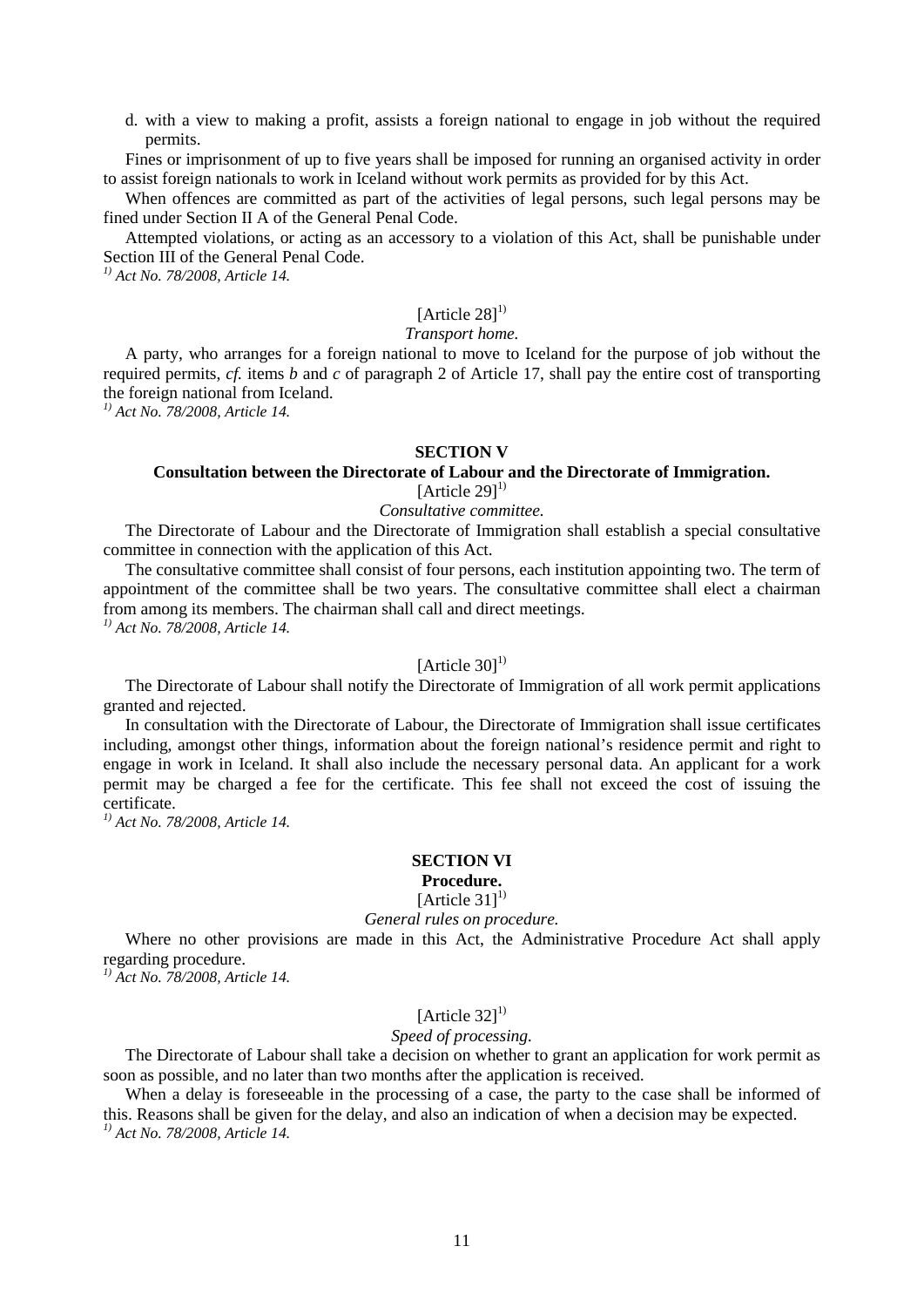d. with a view to making a profit, assists a foreign national to engage in job without the required permits.

Fines or imprisonment of up to five years shall be imposed for running an organised activity in order to assist foreign nationals to work in Iceland without work permits as provided for by this Act.

When offences are committed as part of the activities of legal persons, such legal persons may be fined under Section II A of the General Penal Code.

Attempted violations, or acting as an accessory to a violation of this Act, shall be punishable under Section III of the General Penal Code.

*[1)] Act No. 78/2008, Article 14.*

[Article 28][1)]

*Transport home.*

A party, who arranges for a foreign national to move to Iceland for the purpose of job without the required permits, *cf.* items *b* and *c* of paragraph 2 of Article 17, shall pay the entire cost of transporting the foreign national from Iceland.

*[1)] Act No. 78/2008, Article 14.*

## SECTION V

## Consultation between the Directorate of Labour and the Directorate of Immigration.

[Article 29][1)]

*Consultative committee.*

The Directorate of Labour and the Directorate of Immigration shall establish a special consultative committee in connection with the application of this Act.

The consultative committee shall consist of four persons, each institution appointing two. The term of appointment of the committee shall be two years. The consultative committee shall elect a chairman from among its members. The chairman shall call and direct meetings.

*[1)] Act No. 78/2008, Article 14.*

[Article 30][1)]

The Directorate of Labour shall notify the Directorate of Immigration of all work permit applications granted and rejected.

In consultation with the Directorate of Labour, the Directorate of Immigration shall issue certificates including, amongst other things, information about the foreign national's residence permit and right to engage in work in Iceland. It shall also include the necessary personal data. An applicant for a work permit may be charged a fee for the certificate. This fee shall not exceed the cost of issuing the certificate.

*[1)] Act No. 78/2008, Article 14.*

## SECTION VI

## Procedure.

[Article 31][1)]

*General rules on procedure.*

Where no other provisions are made in this Act, the Administrative Procedure Act shall apply regarding procedure.

*[1)] Act No. 78/2008, Article 14.*

[Article 32][1)]

*Speed of processing.*

The Directorate of Labour shall take a decision on whether to grant an application for work permit as soon as possible, and no later than two months after the application is received.

When a delay is foreseeable in the processing of a case, the party to the case shall be informed of this. Reasons shall be given for the delay, and also an indication of when a decision may be expected.

*[1)] Act No. 78/2008, Article 14.*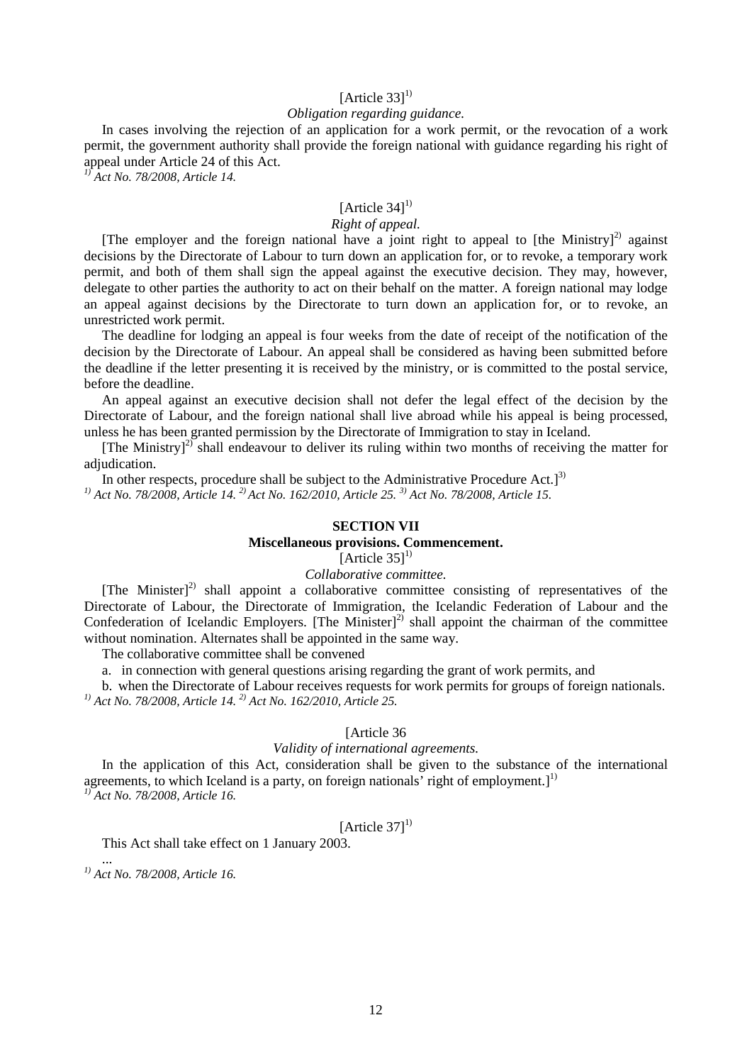[Article 33][1)]

*Obligation regarding guidance.*

In cases involving the rejection of an application for a work permit, or the revocation of a work permit, the government authority shall provide the foreign national with guidance regarding his right of appeal under Article 24 of this Act.

*[1)] Act No. 78/2008, Article 14.*

[Article 34][1)]

*Right of appeal.*

[The employer and the foreign national have a joint right to appeal to [the Ministry][2)] against decisions by the Directorate of Labour to turn down an application for, or to revoke, a temporary work permit, and both of them shall sign the appeal against the executive decision. They may, however, delegate to other parties the authority to act on their behalf on the matter. A foreign national may lodge an appeal against decisions by the Directorate to turn down an application for, or to revoke, an unrestricted work permit.

The deadline for lodging an appeal is four weeks from the date of receipt of the notification of the decision by the Directorate of Labour. An appeal shall be considered as having been submitted before the deadline if the letter presenting it is received by the ministry, or is committed to the postal service, before the deadline.

An appeal against an executive decision shall not defer the legal effect of the decision by the Directorate of Labour, and the foreign national shall live abroad while his appeal is being processed, unless he has been granted permission by the Directorate of Immigration to stay in Iceland.

[The Ministry][2)] shall endeavour to deliver its ruling within two months of receiving the matter for adjudication.

In other respects, procedure shall be subject to the Administrative Procedure Act.][3)]

*[1)] Act No. 78/2008, Article 14. [2)] Act No. 162/2010, Article 25. [3)] Act No. 78/2008, Article 15.*

## SECTION VII

### Miscellaneous provisions. Commencement.

[Article 35][1)]

*Collaborative committee.*

[The Minister][2)] shall appoint a collaborative committee consisting of representatives of the Directorate of Labour, the Directorate of Immigration, the Icelandic Federation of Labour and the Confederation of Icelandic Employers. [The Minister][2)] shall appoint the chairman of the committee without nomination. Alternates shall be appointed in the same way.

The collaborative committee shall be convened

a. in connection with general questions arising regarding the grant of work permits, and

b. when the Directorate of Labour receives requests for work permits for groups of foreign nationals.

*[1)] Act No. 78/2008, Article 14. [2)] Act No. 162/2010, Article 25.*

[Article 36

*Validity of international agreements.*

In the application of this Act, consideration shall be given to the substance of the international agreements, to which Iceland is a party, on foreign nationals' right of employment.][1)]

*[1)] Act No. 78/2008, Article 16.*

[Article 37][1)]

This Act shall take effect on 1 January 2003.

...

*[1)] Act No. 78/2008, Article 16.*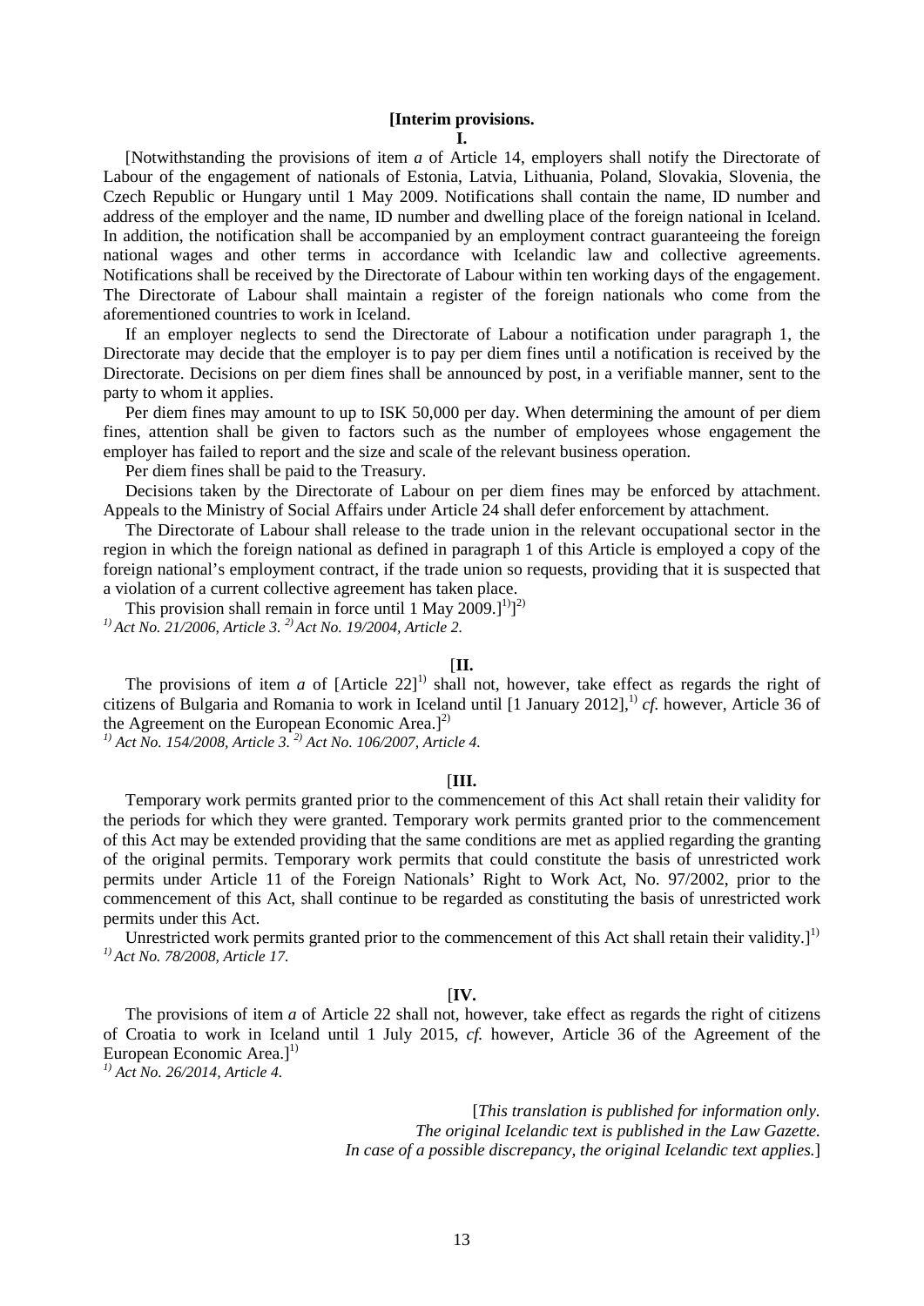**[Interim provisions.**

**I.**

[Notwithstanding the provisions of item *a* of Article 14, employers shall notify the Directorate of Labour of the engagement of nationals of Estonia, Latvia, Lithuania, Poland, Slovakia, Slovenia, the Czech Republic or Hungary until 1 May 2009. Notifications shall contain the name, ID number and address of the employer and the name, ID number and dwelling place of the foreign national in Iceland. In addition, the notification shall be accompanied by an employment contract guaranteeing the foreign national wages and other terms in accordance with Icelandic law and collective agreements. Notifications shall be received by the Directorate of Labour within ten working days of the engagement. The Directorate of Labour shall maintain a register of the foreign nationals who come from the aforementioned countries to work in Iceland.

If an employer neglects to send the Directorate of Labour a notification under paragraph 1, the Directorate may decide that the employer is to pay per diem fines until a notification is received by the Directorate. Decisions on per diem fines shall be announced by post, in a verifiable manner, sent to the party to whom it applies.

Per diem fines may amount to up to ISK 50,000 per day. When determining the amount of per diem fines, attention shall be given to factors such as the number of employees whose engagement the employer has failed to report and the size and scale of the relevant business operation.

Per diem fines shall be paid to the Treasury.

Decisions taken by the Directorate of Labour on per diem fines may be enforced by attachment. Appeals to the Ministry of Social Affairs under Article 24 shall defer enforcement by attachment.

The Directorate of Labour shall release to the trade union in the relevant occupational sector in the region in which the foreign national as defined in paragraph 1 of this Article is employed a copy of the foreign national's employment contract, if the trade union so requests, providing that it is suspected that a violation of a current collective agreement has taken place.

This provision shall remain in force until 1 May 2009.][1)]][2)]

*[1)] Act No. 21/2006, Article 3. [2)] Act No. 19/2004, Article 2.*

[**II.**

The provisions of item *a* of [Article 22][1)] shall not, however, take effect as regards the right of citizens of Bulgaria and Romania to work in Iceland until [1 January 2012],[1)] *cf.* however, Article 36 of the Agreement on the European Economic Area.][2)]

*[1)] Act No. 154/2008, Article 3. [2)] Act No. 106/2007, Article 4.*

[**III.**

Temporary work permits granted prior to the commencement of this Act shall retain their validity for the periods for which they were granted. Temporary work permits granted prior to the commencement of this Act may be extended providing that the same conditions are met as applied regarding the granting of the original permits. Temporary work permits that could constitute the basis of unrestricted work permits under Article 11 of the Foreign Nationals' Right to Work Act, No. 97/2002, prior to the commencement of this Act, shall continue to be regarded as constituting the basis of unrestricted work permits under this Act.

Unrestricted work permits granted prior to the commencement of this Act shall retain their validity.][1)]

*[1)] Act No. 78/2008, Article 17.*

[**IV.**

The provisions of item *a* of Article 22 shall not, however, take effect as regards the right of citizens of Croatia to work in Iceland until 1 July 2015, *cf.* however, Article 36 of the Agreement of the European Economic Area.][1)]

*[1)] Act No. 26/2014, Article 4.*

[*This translation is published for information only.*
*The original Icelandic text is published in the Law Gazette.*
*In case of a possible discrepancy, the original Icelandic text applies.*]